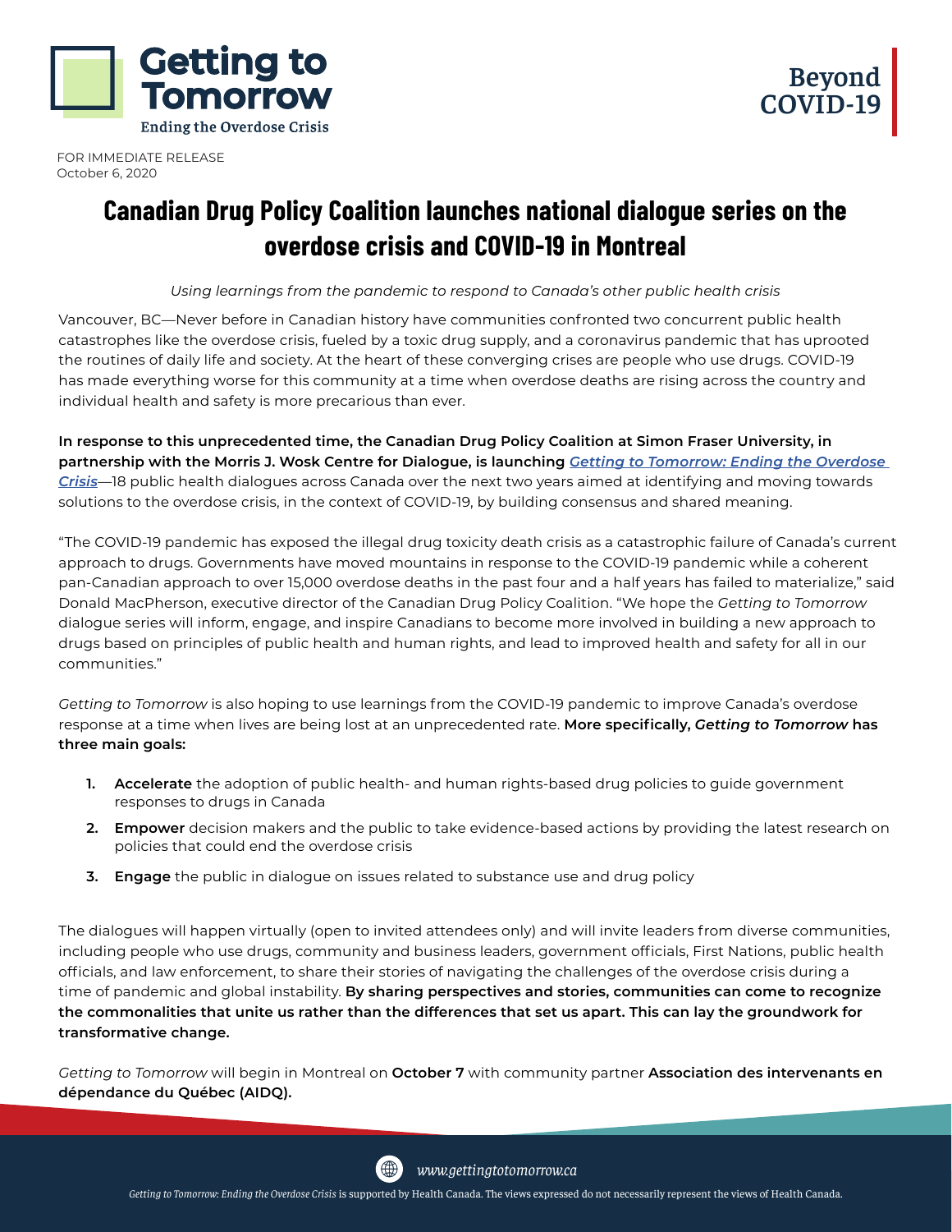Getting to Tomorrow

Ending the Overdose Crisis

Beyond COVID-19

FOR IMMEDIATE RELEASE
October 6, 2020

# Canadian Drug Policy Coalition launches national dialogue series on the overdose crisis and COVID-19 in Montreal

*Using learnings from the pandemic to respond to Canada's other public health crisis*

Vancouver, BC—Never before in Canadian history have communities confronted two concurrent public health catastrophes like the overdose crisis, fueled by a toxic drug supply, and a coronavirus pandemic that has uprooted the routines of daily life and society. At the heart of these converging crises are people who use drugs. COVID-19 has made everything worse for this community at a time when overdose deaths are rising across the country and individual health and safety is more precarious than ever.

**In response to this unprecedented time, the Canadian Drug Policy Coalition at Simon Fraser University, in partnership with the Morris J. Wosk Centre for Dialogue, is launching *Getting to Tomorrow: Ending the Overdose Crisis***—18 public health dialogues across Canada over the next two years aimed at identifying and moving towards solutions to the overdose crisis, in the context of COVID-19, by building consensus and shared meaning.

"The COVID-19 pandemic has exposed the illegal drug toxicity death crisis as a catastrophic failure of Canada's current approach to drugs. Governments have moved mountains in response to the COVID-19 pandemic while a coherent pan-Canadian approach to over 15,000 overdose deaths in the past four and a half years has failed to materialize," said Donald MacPherson, executive director of the Canadian Drug Policy Coalition. "We hope the *Getting to Tomorrow* dialogue series will inform, engage, and inspire Canadians to become more involved in building a new approach to drugs based on principles of public health and human rights, and lead to improved health and safety for all in our communities."

*Getting to Tomorrow* is also hoping to use learnings from the COVID-19 pandemic to improve Canada's overdose response at a time when lives are being lost at an unprecedented rate. **More specifically, *Getting to Tomorrow* has three main goals:**

1. **Accelerate** the adoption of public health- and human rights-based drug policies to guide government responses to drugs in Canada
2. **Empower** decision makers and the public to take evidence-based actions by providing the latest research on policies that could end the overdose crisis
3. **Engage** the public in dialogue on issues related to substance use and drug policy

The dialogues will happen virtually (open to invited attendees only) and will invite leaders from diverse communities, including people who use drugs, community and business leaders, government officials, First Nations, public health officials, and law enforcement, to share their stories of navigating the challenges of the overdose crisis during a time of pandemic and global instability. **By sharing perspectives and stories, communities can come to recognize the commonalities that unite us rather than the differences that set us apart. This can lay the groundwork for transformative change.**

*Getting to Tomorrow* will begin in Montreal on **October 7** with community partner **Association des intervenants en dépendance du Québec (AIDQ).**

www.gettingtotomorrow.ca

*Getting to Tomorrow: Ending the Overdose Crisis* is supported by Health Canada. The views expressed do not necessarily represent the views of Health Canada.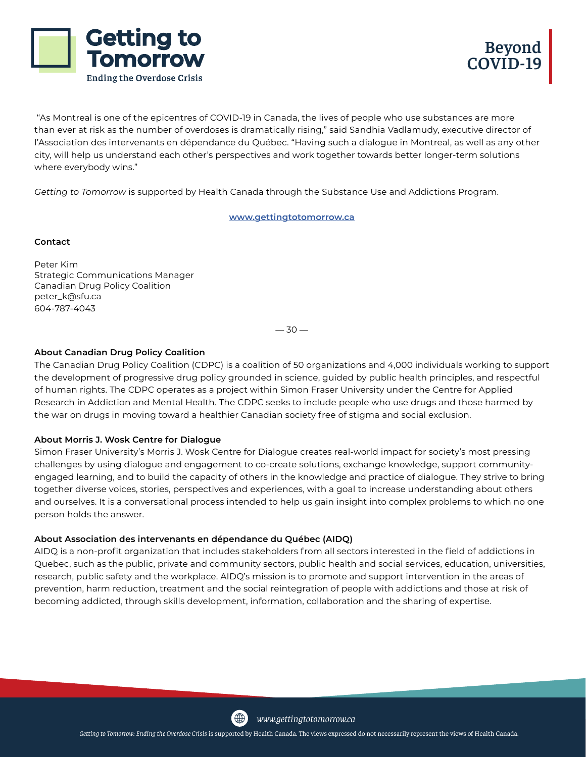"As Montreal is one of the epicentres of COVID-19 in Canada, the lives of people who use substances are more than ever at risk as the number of overdoses is dramatically rising," said Sandhia Vadlamudy, executive director of l'Association des intervenants en dépendance du Québec. "Having such a dialogue in Montreal, as well as any other city, will help us understand each other's perspectives and work together towards better longer-term solutions where everybody wins."

*Getting to Tomorrow* is supported by Health Canada through the Substance Use and Addictions Program.

**www.gettingtotomorrow.ca**

**Contact**

Peter Kim
Strategic Communications Manager
Canadian Drug Policy Coalition
peter_k@sfu.ca
604-787-4043

— 30 —

**About Canadian Drug Policy Coalition**

The Canadian Drug Policy Coalition (CDPC) is a coalition of 50 organizations and 4,000 individuals working to support the development of progressive drug policy grounded in science, guided by public health principles, and respectful of human rights. The CDPC operates as a project within Simon Fraser University under the Centre for Applied Research in Addiction and Mental Health. The CDPC seeks to include people who use drugs and those harmed by the war on drugs in moving toward a healthier Canadian society free of stigma and social exclusion.

**About Morris J. Wosk Centre for Dialogue**

Simon Fraser University's Morris J. Wosk Centre for Dialogue creates real-world impact for society's most pressing challenges by using dialogue and engagement to co-create solutions, exchange knowledge, support community-engaged learning, and to build the capacity of others in the knowledge and practice of dialogue. They strive to bring together diverse voices, stories, perspectives and experiences, with a goal to increase understanding about others and ourselves. It is a conversational process intended to help us gain insight into complex problems to which no one person holds the answer.

**About Association des intervenants en dépendance du Québec (AIDQ)**

AIDQ is a non-profit organization that includes stakeholders from all sectors interested in the field of addictions in Quebec, such as the public, private and community sectors, public health and social services, education, universities, research, public safety and the workplace. AIDQ's mission is to promote and support intervention in the areas of prevention, harm reduction, treatment and the social reintegration of people with addictions and those at risk of becoming addicted, through skills development, information, collaboration and the sharing of expertise.